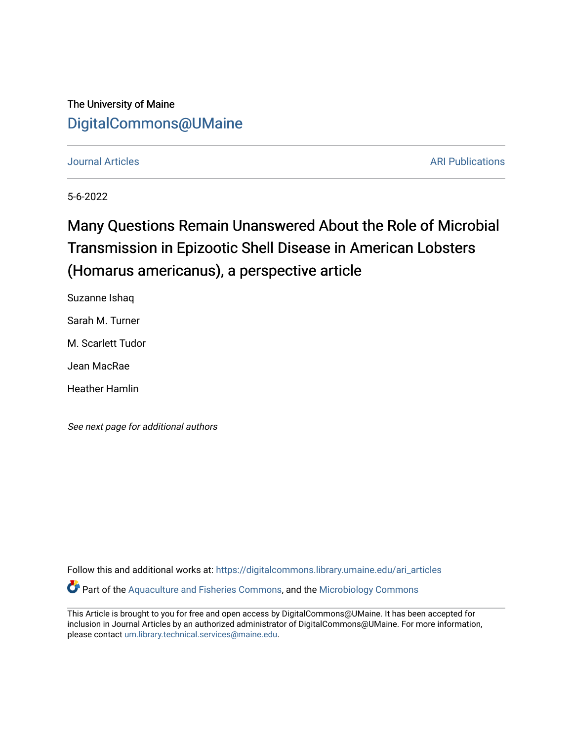The University of Maine

DigitalCommons@UMaine

Journal Articles | ARI Publications

5-6-2022

# Many Questions Remain Unanswered About the Role of Microbial Transmission in Epizootic Shell Disease in American Lobsters (Homarus americanus), a perspective article

Suzanne Ishaq

Sarah M. Turner

M. Scarlett Tudor

Jean MacRae

Heather Hamlin

*See next page for additional authors*

Follow this and additional works at: https://digitalcommons.library.umaine.edu/ari_articles

Part of the Aquaculture and Fisheries Commons, and the Microbiology Commons

This Article is brought to you for free and open access by DigitalCommons@UMaine. It has been accepted for inclusion in Journal Articles by an authorized administrator of DigitalCommons@UMaine. For more information, please contact um.library.technical.services@maine.edu.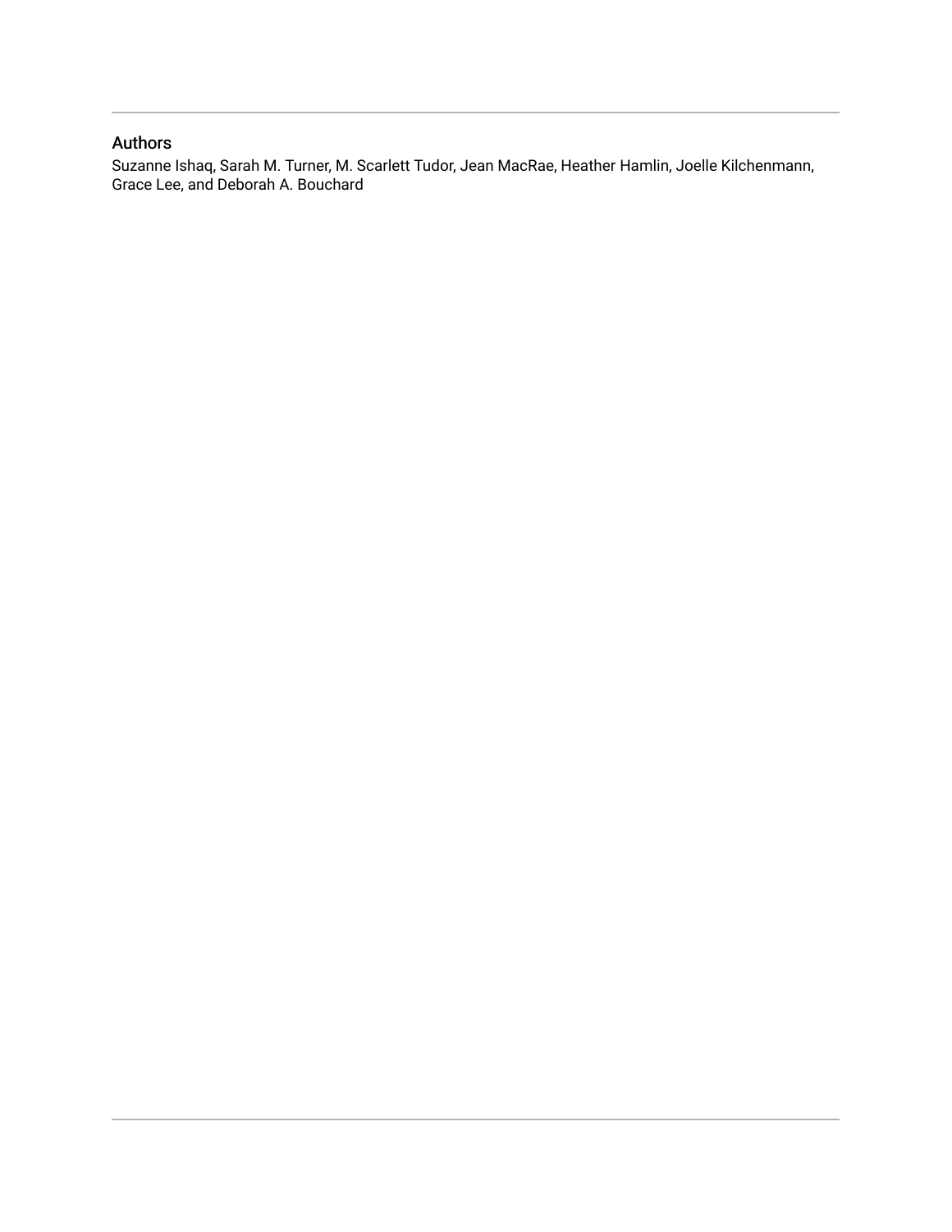## Authors

Suzanne Ishaq, Sarah M. Turner, M. Scarlett Tudor, Jean MacRae, Heather Hamlin, Joelle Kilchenmann, Grace Lee, and Deborah A. Bouchard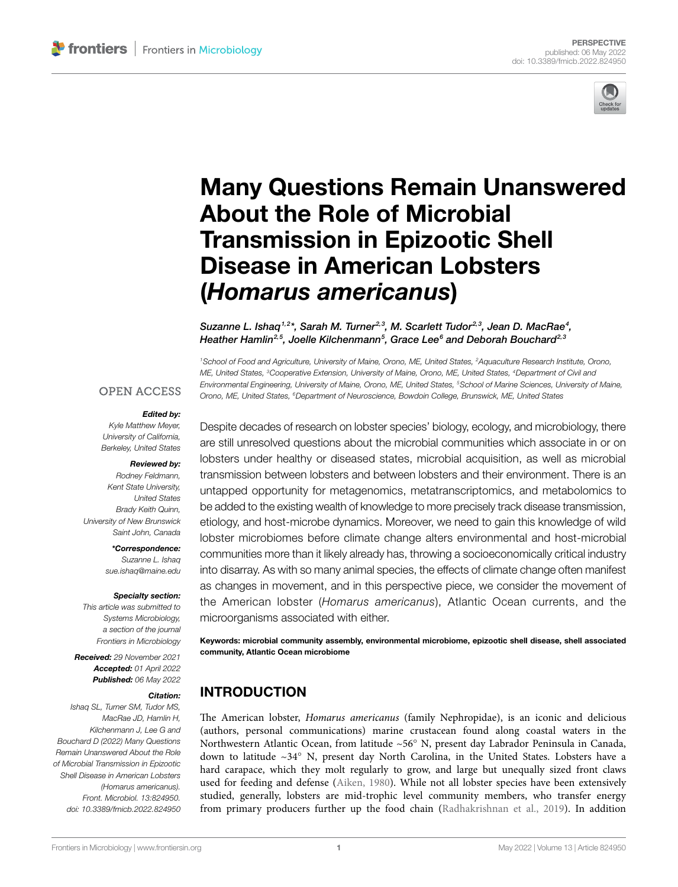# Many Questions Remain Unanswered About the Role of Microbial Transmission in Epizootic Shell Disease in American Lobsters (*Homarus americanus*)

*Suzanne L. Ishaq[1,2]\*, Sarah M. Turner[2,3], M. Scarlett Tudor[2,3], Jean D. MacRae[4], Heather Hamlin[2,5], Joelle Kilchenmann[5], Grace Lee[6] and Deborah Bouchard[2,3]*

[1]School of Food and Agriculture, University of Maine, Orono, ME, United States, [2]Aquaculture Research Institute, Orono, ME, United States, [3]Cooperative Extension, University of Maine, Orono, ME, United States, [4]Department of Civil and Environmental Engineering, University of Maine, Orono, ME, United States, [5]School of Marine Sciences, University of Maine, Orono, ME, United States, [6]Department of Neuroscience, Bowdoin College, Brunswick, ME, United States

OPEN ACCESS

**Edited by:**
*Kyle Matthew Meyer, University of California, Berkeley, United States*

**Reviewed by:**
*Rodney Feldmann, Kent State University, United States*
*Brady Keith Quinn, University of New Brunswick Saint John, Canada*

**\*Correspondence:**
*Suzanne L. Ishaq*
*sue.ishaq@maine.edu*

**Specialty section:**
*This article was submitted to Systems Microbiology, a section of the journal Frontiers in Microbiology*

**Received:** *29 November 2021*
**Accepted:** *01 April 2022*
**Published:** *06 May 2022*

**Citation:**
*Ishaq SL, Turner SM, Tudor MS, MacRae JD, Hamlin H, Kilchenmann J, Lee G and Bouchard D (2022) Many Questions Remain Unanswered About the Role of Microbial Transmission in Epizootic Shell Disease in American Lobsters (Homarus americanus). Front. Microbiol. 13:824950. doi: 10.3389/fmicb.2022.824950*

Despite decades of research on lobster species' biology, ecology, and microbiology, there are still unresolved questions about the microbial communities which associate in or on lobsters under healthy or diseased states, microbial acquisition, as well as microbial transmission between lobsters and between lobsters and their environment. There is an untapped opportunity for metagenomics, metatranscriptomics, and metabolomics to be added to the existing wealth of knowledge to more precisely track disease transmission, etiology, and host-microbe dynamics. Moreover, we need to gain this knowledge of wild lobster microbiomes before climate change alters environmental and host-microbial communities more than it likely already has, throwing a socioeconomically critical industry into disarray. As with so many animal species, the effects of climate change often manifest as changes in movement, and in this perspective piece, we consider the movement of the American lobster (*Homarus americanus*), Atlantic Ocean currents, and the microorganisms associated with either.

**Keywords: microbial community assembly, environmental microbiome, epizootic shell disease, shell associated community, Atlantic Ocean microbiome**

## INTRODUCTION

The American lobster, *Homarus americanus* (family Nephropidae), is an iconic and delicious (authors, personal communications) marine crustacean found along coastal waters in the Northwestern Atlantic Ocean, from latitude ~56° N, present day Labrador Peninsula in Canada, down to latitude ~34° N, present day North Carolina, in the United States. Lobsters have a hard carapace, which they molt regularly to grow, and large but unequally sized front claws used for feeding and defense (Aiken, 1980). While not all lobster species have been extensively studied, generally, lobsters are mid-trophic level community members, who transfer energy from primary producers further up the food chain (Radhakrishnan et al., 2019). In addition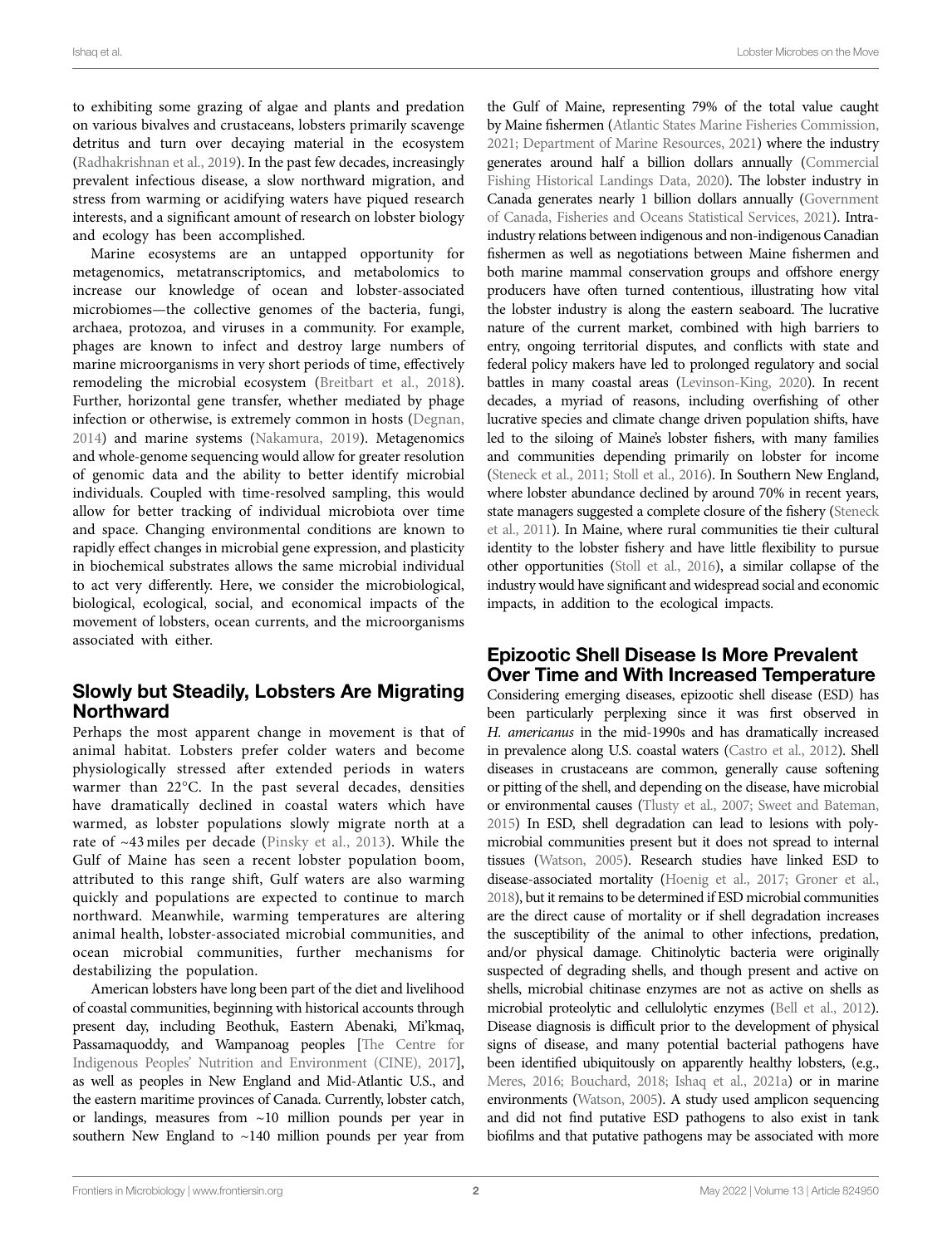to exhibiting some grazing of algae and plants and predation on various bivalves and crustaceans, lobsters primarily scavenge detritus and turn over decaying material in the ecosystem (Radhakrishnan et al., 2019). In the past few decades, increasingly prevalent infectious disease, a slow northward migration, and stress from warming or acidifying waters have piqued research interests, and a significant amount of research on lobster biology and ecology has been accomplished.

Marine ecosystems are an untapped opportunity for metagenomics, metatranscriptomics, and metabolomics to increase our knowledge of ocean and lobster-associated microbiomes—the collective genomes of the bacteria, fungi, archaea, protozoa, and viruses in a community. For example, phages are known to infect and destroy large numbers of marine microorganisms in very short periods of time, effectively remodeling the microbial ecosystem (Breitbart et al., 2018). Further, horizontal gene transfer, whether mediated by phage infection or otherwise, is extremely common in hosts (Degnan, 2014) and marine systems (Nakamura, 2019). Metagenomics and whole-genome sequencing would allow for greater resolution of genomic data and the ability to better identify microbial individuals. Coupled with time-resolved sampling, this would allow for better tracking of individual microbiota over time and space. Changing environmental conditions are known to rapidly effect changes in microbial gene expression, and plasticity in biochemical substrates allows the same microbial individual to act very differently. Here, we consider the microbiological, biological, ecological, social, and economical impacts of the movement of lobsters, ocean currents, and the microorganisms associated with either.

## Slowly but Steadily, Lobsters Are Migrating Northward

Perhaps the most apparent change in movement is that of animal habitat. Lobsters prefer colder waters and become physiologically stressed after extended periods in waters warmer than 22°C. In the past several decades, densities have dramatically declined in coastal waters which have warmed, as lobster populations slowly migrate north at a rate of ~43 miles per decade (Pinsky et al., 2013). While the Gulf of Maine has seen a recent lobster population boom, attributed to this range shift, Gulf waters are also warming quickly and populations are expected to continue to march northward. Meanwhile, warming temperatures are altering animal health, lobster-associated microbial communities, and ocean microbial communities, further mechanisms for destabilizing the population.

American lobsters have long been part of the diet and livelihood of coastal communities, beginning with historical accounts through present day, including Beothuk, Eastern Abenaki, Mi'kmaq, Passamaquoddy, and Wampanoag peoples [The Centre for Indigenous Peoples' Nutrition and Environment (CINE), 2017], as well as peoples in New England and Mid-Atlantic U.S., and the eastern maritime provinces of Canada. Currently, lobster catch, or landings, measures from ~10 million pounds per year in southern New England to ~140 million pounds per year from the Gulf of Maine, representing 79% of the total value caught by Maine fishermen (Atlantic States Marine Fisheries Commission, 2021; Department of Marine Resources, 2021) where the industry generates around half a billion dollars annually (Commercial Fishing Historical Landings Data, 2020). The lobster industry in Canada generates nearly 1 billion dollars annually (Government of Canada, Fisheries and Oceans Statistical Services, 2021). Intra-industry relations between indigenous and non-indigenous Canadian fishermen as well as negotiations between Maine fishermen and both marine mammal conservation groups and offshore energy producers have often turned contentious, illustrating how vital the lobster industry is along the eastern seaboard. The lucrative nature of the current market, combined with high barriers to entry, ongoing territorial disputes, and conflicts with state and federal policy makers have led to prolonged regulatory and social battles in many coastal areas (Levinson-King, 2020). In recent decades, a myriad of reasons, including overfishing of other lucrative species and climate change driven population shifts, have led to the siloing of Maine's lobster fishers, with many families and communities depending primarily on lobster for income (Steneck et al., 2011; Stoll et al., 2016). In Southern New England, where lobster abundance declined by around 70% in recent years, state managers suggested a complete closure of the fishery (Steneck et al., 2011). In Maine, where rural communities tie their cultural identity to the lobster fishery and have little flexibility to pursue other opportunities (Stoll et al., 2016), a similar collapse of the industry would have significant and widespread social and economic impacts, in addition to the ecological impacts.

## Epizootic Shell Disease Is More Prevalent Over Time and With Increased Temperature

Considering emerging diseases, epizootic shell disease (ESD) has been particularly perplexing since it was first observed in *H. americanus* in the mid-1990s and has dramatically increased in prevalence along U.S. coastal waters (Castro et al., 2012). Shell diseases in crustaceans are common, generally cause softening or pitting of the shell, and depending on the disease, have microbial or environmental causes (Tlusty et al., 2007; Sweet and Bateman, 2015) In ESD, shell degradation can lead to lesions with polymicrobial communities present but it does not spread to internal tissues (Watson, 2005). Research studies have linked ESD to disease-associated mortality (Hoenig et al., 2017; Groner et al., 2018), but it remains to be determined if ESD microbial communities are the direct cause of mortality or if shell degradation increases the susceptibility of the animal to other infections, predation, and/or physical damage. Chitinolytic bacteria were originally suspected of degrading shells, and though present and active on shells, microbial chitinase enzymes are not as active on shells as microbial proteolytic and cellulolytic enzymes (Bell et al., 2012). Disease diagnosis is difficult prior to the development of physical signs of disease, and many potential bacterial pathogens have been identified ubiquitously on apparently healthy lobsters, (e.g., Meres, 2016; Bouchard, 2018; Ishaq et al., 2021a) or in marine environments (Watson, 2005). A study used amplicon sequencing and did not find putative ESD pathogens to also exist in tank biofilms and that putative pathogens may be associated with more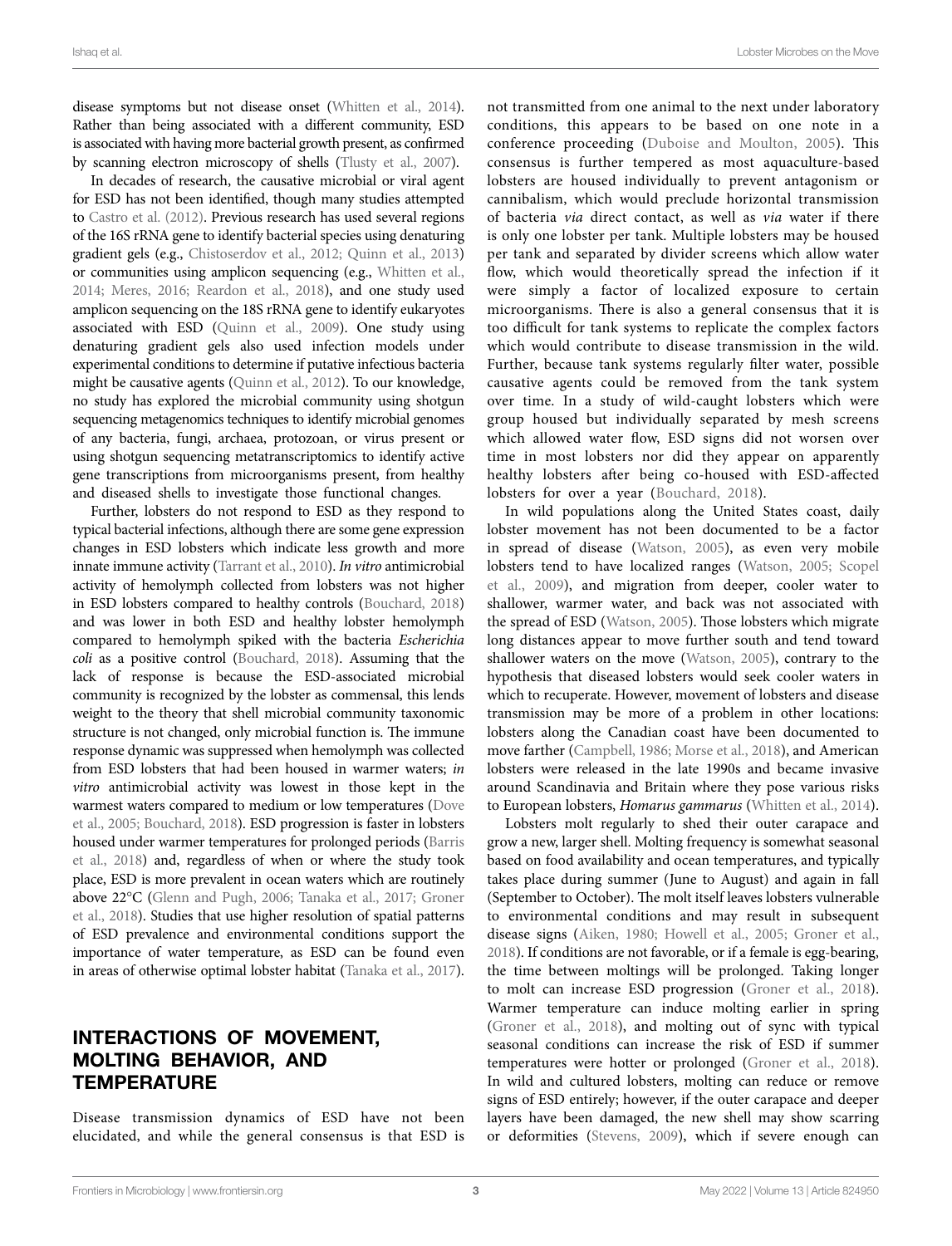disease symptoms but not disease onset (Whitten et al., 2014). Rather than being associated with a different community, ESD is associated with having more bacterial growth present, as confirmed by scanning electron microscopy of shells (Tlusty et al., 2007).

In decades of research, the causative microbial or viral agent for ESD has not been identified, though many studies attempted to Castro et al. (2012). Previous research has used several regions of the 16S rRNA gene to identify bacterial species using denaturing gradient gels (e.g., Chistoserdov et al., 2012; Quinn et al., 2013) or communities using amplicon sequencing (e.g., Whitten et al., 2014; Meres, 2016; Reardon et al., 2018), and one study used amplicon sequencing on the 18S rRNA gene to identify eukaryotes associated with ESD (Quinn et al., 2009). One study using denaturing gradient gels also used infection models under experimental conditions to determine if putative infectious bacteria might be causative agents (Quinn et al., 2012). To our knowledge, no study has explored the microbial community using shotgun sequencing metagenomics techniques to identify microbial genomes of any bacteria, fungi, archaea, protozoan, or virus present or using shotgun sequencing metatranscriptomics to identify active gene transcriptions from microorganisms present, from healthy and diseased shells to investigate those functional changes.

Further, lobsters do not respond to ESD as they respond to typical bacterial infections, although there are some gene expression changes in ESD lobsters which indicate less growth and more innate immune activity (Tarrant et al., 2010). *In vitro* antimicrobial activity of hemolymph collected from lobsters was not higher in ESD lobsters compared to healthy controls (Bouchard, 2018) and was lower in both ESD and healthy lobster hemolymph compared to hemolymph spiked with the bacteria *Escherichia coli* as a positive control (Bouchard, 2018). Assuming that the lack of response is because the ESD-associated microbial community is recognized by the lobster as commensal, this lends weight to the theory that shell microbial community taxonomic structure is not changed, only microbial function is. The immune response dynamic was suppressed when hemolymph was collected from ESD lobsters that had been housed in warmer waters; *in vitro* antimicrobial activity was lowest in those kept in the warmest waters compared to medium or low temperatures (Dove et al., 2005; Bouchard, 2018). ESD progression is faster in lobsters housed under warmer temperatures for prolonged periods (Barris et al., 2018) and, regardless of when or where the study took place, ESD is more prevalent in ocean waters which are routinely above 22°C (Glenn and Pugh, 2006; Tanaka et al., 2017; Groner et al., 2018). Studies that use higher resolution of spatial patterns of ESD prevalence and environmental conditions support the importance of water temperature, as ESD can be found even in areas of otherwise optimal lobster habitat (Tanaka et al., 2017).

## INTERACTIONS OF MOVEMENT, MOLTING BEHAVIOR, AND TEMPERATURE

Disease transmission dynamics of ESD have not been elucidated, and while the general consensus is that ESD is not transmitted from one animal to the next under laboratory conditions, this appears to be based on one note in a conference proceeding (Duboise and Moulton, 2005). This consensus is further tempered as most aquaculture-based lobsters are housed individually to prevent antagonism or cannibalism, which would preclude horizontal transmission of bacteria *via* direct contact, as well as *via* water if there is only one lobster per tank. Multiple lobsters may be housed per tank and separated by divider screens which allow water flow, which would theoretically spread the infection if it were simply a factor of localized exposure to certain microorganisms. There is also a general consensus that it is too difficult for tank systems to replicate the complex factors which would contribute to disease transmission in the wild. Further, because tank systems regularly filter water, possible causative agents could be removed from the tank system over time. In a study of wild-caught lobsters which were group housed but individually separated by mesh screens which allowed water flow, ESD signs did not worsen over time in most lobsters nor did they appear on apparently healthy lobsters after being co-housed with ESD-affected lobsters for over a year (Bouchard, 2018).

In wild populations along the United States coast, daily lobster movement has not been documented to be a factor in spread of disease (Watson, 2005), as even very mobile lobsters tend to have localized ranges (Watson, 2005; Scopel et al., 2009), and migration from deeper, cooler water to shallower, warmer water, and back was not associated with the spread of ESD (Watson, 2005). Those lobsters which migrate long distances appear to move further south and tend toward shallower waters on the move (Watson, 2005), contrary to the hypothesis that diseased lobsters would seek cooler waters in which to recuperate. However, movement of lobsters and disease transmission may be more of a problem in other locations: lobsters along the Canadian coast have been documented to move farther (Campbell, 1986; Morse et al., 2018), and American lobsters were released in the late 1990s and became invasive around Scandinavia and Britain where they pose various risks to European lobsters, *Homarus gammarus* (Whitten et al., 2014).

Lobsters molt regularly to shed their outer carapace and grow a new, larger shell. Molting frequency is somewhat seasonal based on food availability and ocean temperatures, and typically takes place during summer (June to August) and again in fall (September to October). The molt itself leaves lobsters vulnerable to environmental conditions and may result in subsequent disease signs (Aiken, 1980; Howell et al., 2005; Groner et al., 2018). If conditions are not favorable, or if a female is egg-bearing, the time between moltings will be prolonged. Taking longer to molt can increase ESD progression (Groner et al., 2018). Warmer temperature can induce molting earlier in spring (Groner et al., 2018), and molting out of sync with typical seasonal conditions can increase the risk of ESD if summer temperatures were hotter or prolonged (Groner et al., 2018). In wild and cultured lobsters, molting can reduce or remove signs of ESD entirely; however, if the outer carapace and deeper layers have been damaged, the new shell may show scarring or deformities (Stevens, 2009), which if severe enough can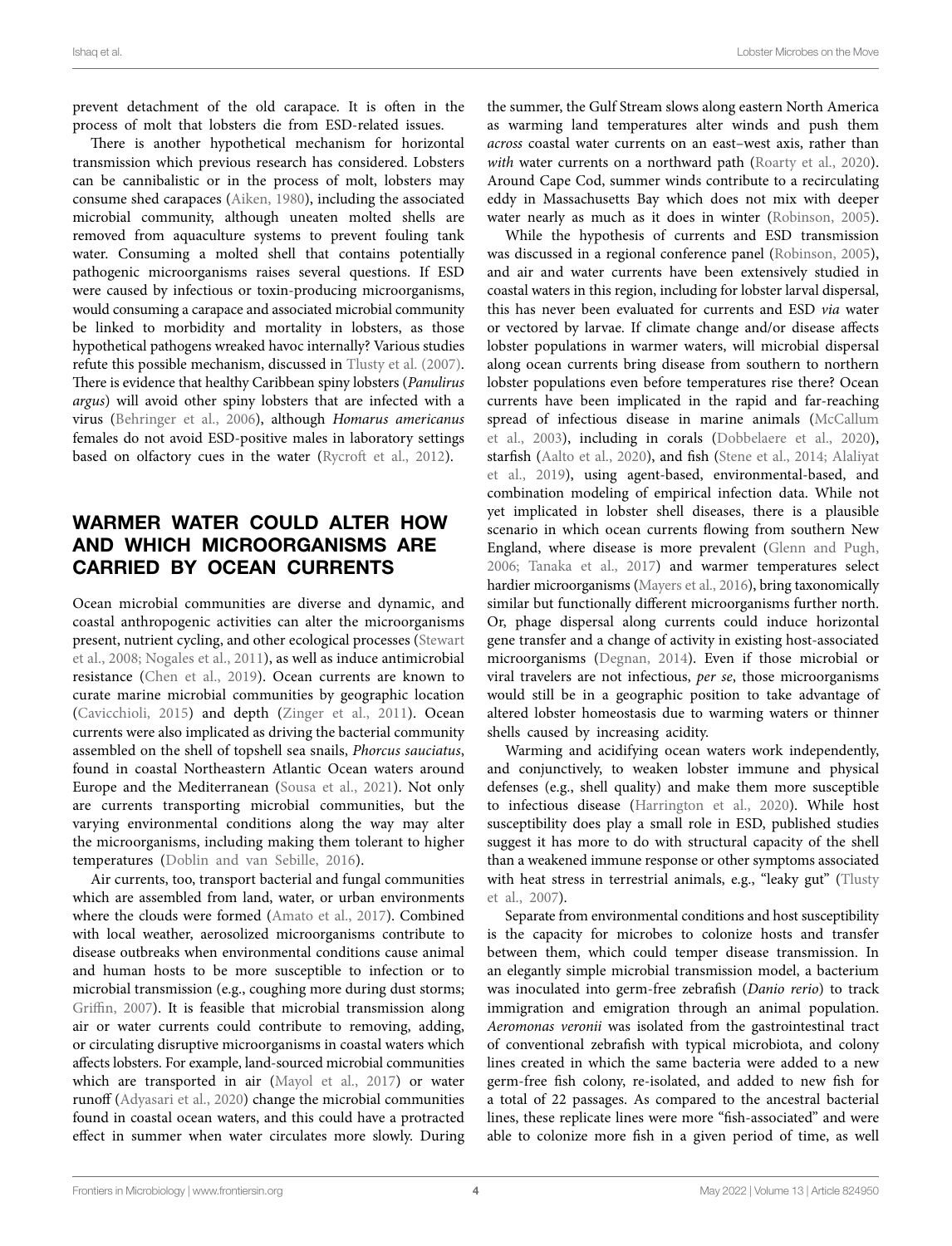prevent detachment of the old carapace. It is often in the process of molt that lobsters die from ESD-related issues.

There is another hypothetical mechanism for horizontal transmission which previous research has considered. Lobsters can be cannibalistic or in the process of molt, lobsters may consume shed carapaces (Aiken, 1980), including the associated microbial community, although uneaten molted shells are removed from aquaculture systems to prevent fouling tank water. Consuming a molted shell that contains potentially pathogenic microorganisms raises several questions. If ESD were caused by infectious or toxin-producing microorganisms, would consuming a carapace and associated microbial community be linked to morbidity and mortality in lobsters, as those hypothetical pathogens wreaked havoc internally? Various studies refute this possible mechanism, discussed in Tlusty et al. (2007). There is evidence that healthy Caribbean spiny lobsters (*Panulirus argus*) will avoid other spiny lobsters that are infected with a virus (Behringer et al., 2006), although *Homarus americanus* females do not avoid ESD-positive males in laboratory settings based on olfactory cues in the water (Rycroft et al., 2012).

## WARMER WATER COULD ALTER HOW AND WHICH MICROORGANISMS ARE CARRIED BY OCEAN CURRENTS

Ocean microbial communities are diverse and dynamic, and coastal anthropogenic activities can alter the microorganisms present, nutrient cycling, and other ecological processes (Stewart et al., 2008; Nogales et al., 2011), as well as induce antimicrobial resistance (Chen et al., 2019). Ocean currents are known to curate marine microbial communities by geographic location (Cavicchioli, 2015) and depth (Zinger et al., 2011). Ocean currents were also implicated as driving the bacterial community assembled on the shell of topshell sea snails, *Phorcus sauciatus*, found in coastal Northeastern Atlantic Ocean waters around Europe and the Mediterranean (Sousa et al., 2021). Not only are currents transporting microbial communities, but the varying environmental conditions along the way may alter the microorganisms, including making them tolerant to higher temperatures (Doblin and van Sebille, 2016).

Air currents, too, transport bacterial and fungal communities which are assembled from land, water, or urban environments where the clouds were formed (Amato et al., 2017). Combined with local weather, aerosolized microorganisms contribute to disease outbreaks when environmental conditions cause animal and human hosts to be more susceptible to infection or to microbial transmission (e.g., coughing more during dust storms; Griffin, 2007). It is feasible that microbial transmission along air or water currents could contribute to removing, adding, or circulating disruptive microorganisms in coastal waters which affects lobsters. For example, land-sourced microbial communities which are transported in air (Mayol et al., 2017) or water runoff (Adyasari et al., 2020) change the microbial communities found in coastal ocean waters, and this could have a protracted effect in summer when water circulates more slowly. During the summer, the Gulf Stream slows along eastern North America as warming land temperatures alter winds and push them *across* coastal water currents on an east–west axis, rather than *with* water currents on a northward path (Roarty et al., 2020). Around Cape Cod, summer winds contribute to a recirculating eddy in Massachusetts Bay which does not mix with deeper water nearly as much as it does in winter (Robinson, 2005).

While the hypothesis of currents and ESD transmission was discussed in a regional conference panel (Robinson, 2005), and air and water currents have been extensively studied in coastal waters in this region, including for lobster larval dispersal, this has never been evaluated for currents and ESD *via* water or vectored by larvae. If climate change and/or disease affects lobster populations in warmer waters, will microbial dispersal along ocean currents bring disease from southern to northern lobster populations even before temperatures rise there? Ocean currents have been implicated in the rapid and far-reaching spread of infectious disease in marine animals (McCallum et al., 2003), including in corals (Dobbelaere et al., 2020), starfish (Aalto et al., 2020), and fish (Stene et al., 2014; Alaliyat et al., 2019), using agent-based, environmental-based, and combination modeling of empirical infection data. While not yet implicated in lobster shell diseases, there is a plausible scenario in which ocean currents flowing from southern New England, where disease is more prevalent (Glenn and Pugh, 2006; Tanaka et al., 2017) and warmer temperatures select hardier microorganisms (Mayers et al., 2016), bring taxonomically similar but functionally different microorganisms further north. Or, phage dispersal along currents could induce horizontal gene transfer and a change of activity in existing host-associated microorganisms (Degnan, 2014). Even if those microbial or viral travelers are not infectious, *per se*, those microorganisms would still be in a geographic position to take advantage of altered lobster homeostasis due to warming waters or thinner shells caused by increasing acidity.

Warming and acidifying ocean waters work independently, and conjunctively, to weaken lobster immune and physical defenses (e.g., shell quality) and make them more susceptible to infectious disease (Harrington et al., 2020). While host susceptibility does play a small role in ESD, published studies suggest it has more to do with structural capacity of the shell than a weakened immune response or other symptoms associated with heat stress in terrestrial animals, e.g., "leaky gut" (Tlusty et al., 2007).

Separate from environmental conditions and host susceptibility is the capacity for microbes to colonize hosts and transfer between them, which could temper disease transmission. In an elegantly simple microbial transmission model, a bacterium was inoculated into germ-free zebrafish (*Danio rerio*) to track immigration and emigration through an animal population. *Aeromonas veronii* was isolated from the gastrointestinal tract of conventional zebrafish with typical microbiota, and colony lines created in which the same bacteria were added to a new germ-free fish colony, re-isolated, and added to new fish for a total of 22 passages. As compared to the ancestral bacterial lines, these replicate lines were more "fish-associated" and were able to colonize more fish in a given period of time, as well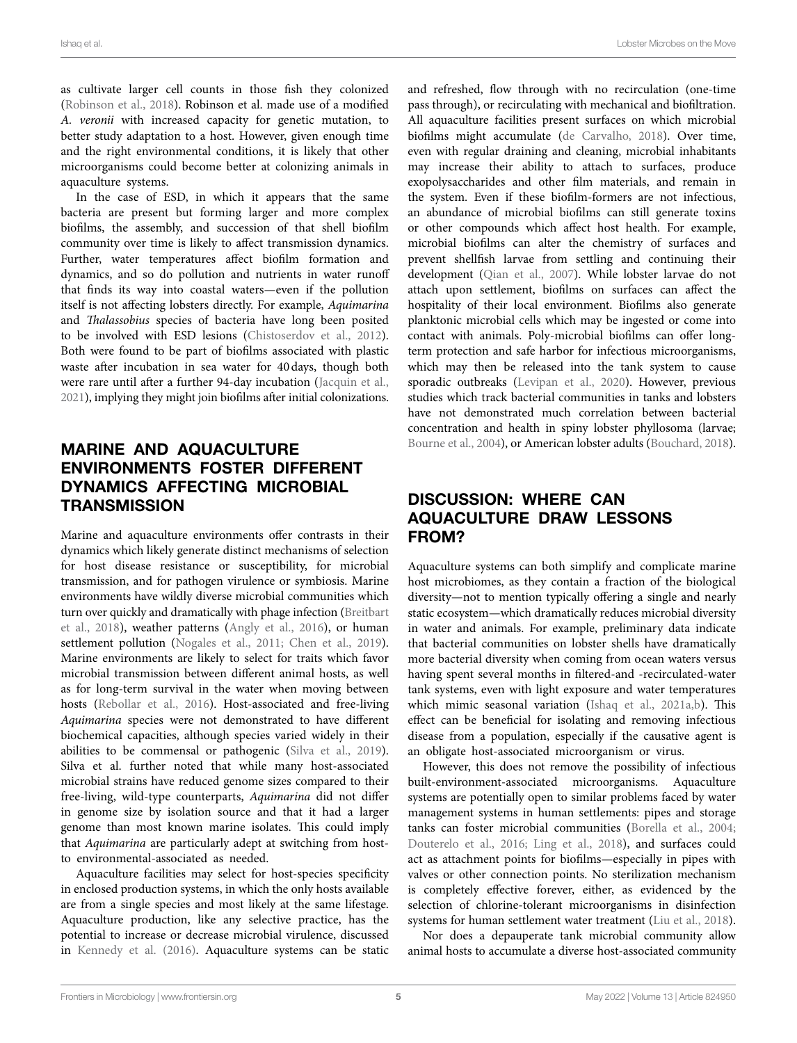as cultivate larger cell counts in those fish they colonized (Robinson et al., 2018). Robinson et al. made use of a modified *A. veronii* with increased capacity for genetic mutation, to better study adaptation to a host. However, given enough time and the right environmental conditions, it is likely that other microorganisms could become better at colonizing animals in aquaculture systems.

In the case of ESD, in which it appears that the same bacteria are present but forming larger and more complex biofilms, the assembly, and succession of that shell biofilm community over time is likely to affect transmission dynamics. Further, water temperatures affect biofilm formation and dynamics, and so do pollution and nutrients in water runoff that finds its way into coastal waters—even if the pollution itself is not affecting lobsters directly. For example, *Aquimarina* and *Thalassobius* species of bacteria have long been posited to be involved with ESD lesions (Chistoserdov et al., 2012). Both were found to be part of biofilms associated with plastic waste after incubation in sea water for 40 days, though both were rare until after a further 94-day incubation (Jacquin et al., 2021), implying they might join biofilms after initial colonizations.

## MARINE AND AQUACULTURE ENVIRONMENTS FOSTER DIFFERENT DYNAMICS AFFECTING MICROBIAL TRANSMISSION

Marine and aquaculture environments offer contrasts in their dynamics which likely generate distinct mechanisms of selection for host disease resistance or susceptibility, for microbial transmission, and for pathogen virulence or symbiosis. Marine environments have wildly diverse microbial communities which turn over quickly and dramatically with phage infection (Breitbart et al., 2018), weather patterns (Angly et al., 2016), or human settlement pollution (Nogales et al., 2011; Chen et al., 2019). Marine environments are likely to select for traits which favor microbial transmission between different animal hosts, as well as for long-term survival in the water when moving between hosts (Rebollar et al., 2016). Host-associated and free-living *Aquimarina* species were not demonstrated to have different biochemical capacities, although species varied widely in their abilities to be commensal or pathogenic (Silva et al., 2019). Silva et al. further noted that while many host-associated microbial strains have reduced genome sizes compared to their free-living, wild-type counterparts, *Aquimarina* did not differ in genome size by isolation source and that it had a larger genome than most known marine isolates. This could imply that *Aquimarina* are particularly adept at switching from host- to environmental-associated as needed.

Aquaculture facilities may select for host-species specificity in enclosed production systems, in which the only hosts available are from a single species and most likely at the same lifestage. Aquaculture production, like any selective practice, has the potential to increase or decrease microbial virulence, discussed in Kennedy et al. (2016). Aquaculture systems can be static and refreshed, flow through with no recirculation (one-time pass through), or recirculating with mechanical and biofiltration. All aquaculture facilities present surfaces on which microbial biofilms might accumulate (de Carvalho, 2018). Over time, even with regular draining and cleaning, microbial inhabitants may increase their ability to attach to surfaces, produce exopolysaccharides and other film materials, and remain in the system. Even if these biofilm-formers are not infectious, an abundance of microbial biofilms can still generate toxins or other compounds which affect host health. For example, microbial biofilms can alter the chemistry of surfaces and prevent shellfish larvae from settling and continuing their development (Qian et al., 2007). While lobster larvae do not attach upon settlement, biofilms on surfaces can affect the hospitality of their local environment. Biofilms also generate planktonic microbial cells which may be ingested or come into contact with animals. Poly-microbial biofilms can offer long-term protection and safe harbor for infectious microorganisms, which may then be released into the tank system to cause sporadic outbreaks (Levipan et al., 2020). However, previous studies which track bacterial communities in tanks and lobsters have not demonstrated much correlation between bacterial concentration and health in spiny lobster phyllosoma (larvae; Bourne et al., 2004), or American lobster adults (Bouchard, 2018).

## DISCUSSION: WHERE CAN AQUACULTURE DRAW LESSONS FROM?

Aquaculture systems can both simplify and complicate marine host microbiomes, as they contain a fraction of the biological diversity—not to mention typically offering a single and nearly static ecosystem—which dramatically reduces microbial diversity in water and animals. For example, preliminary data indicate that bacterial communities on lobster shells have dramatically more bacterial diversity when coming from ocean waters versus having spent several months in filtered-and -recirculated-water tank systems, even with light exposure and water temperatures which mimic seasonal variation (Ishaq et al., 2021a,b). This effect can be beneficial for isolating and removing infectious disease from a population, especially if the causative agent is an obligate host-associated microorganism or virus.

However, this does not remove the possibility of infectious built-environment-associated microorganisms. Aquaculture systems are potentially open to similar problems faced by water management systems in human settlements: pipes and storage tanks can foster microbial communities (Borella et al., 2004; Douterelo et al., 2016; Ling et al., 2018), and surfaces could act as attachment points for biofilms—especially in pipes with valves or other connection points. No sterilization mechanism is completely effective forever, either, as evidenced by the selection of chlorine-tolerant microorganisms in disinfection systems for human settlement water treatment (Liu et al., 2018).

Nor does a depauperate tank microbial community allow animal hosts to accumulate a diverse host-associated community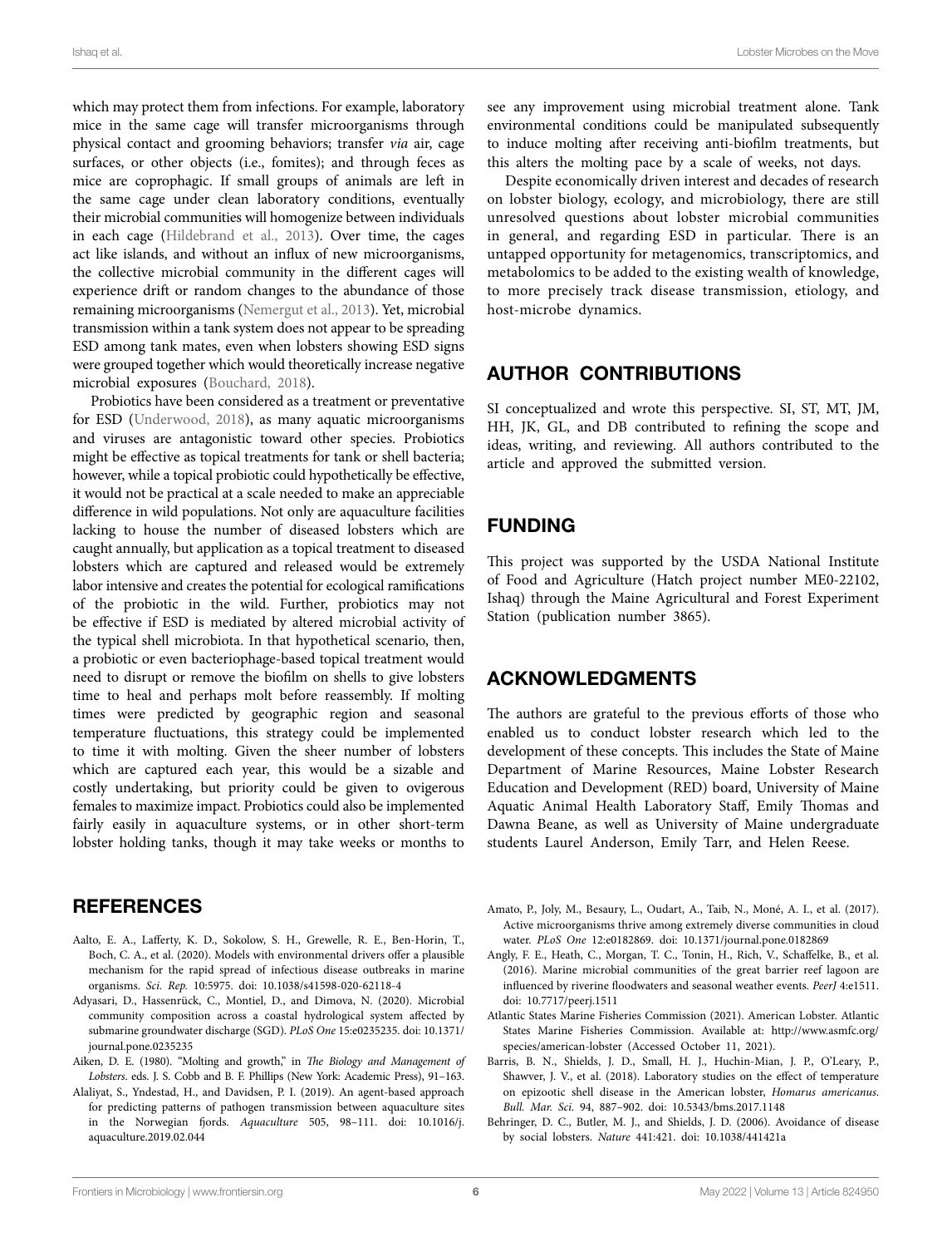which may protect them from infections. For example, laboratory mice in the same cage will transfer microorganisms through physical contact and grooming behaviors; transfer *via* air, cage surfaces, or other objects (i.e., fomites); and through feces as mice are coprophagic. If small groups of animals are left in the same cage under clean laboratory conditions, eventually their microbial communities will homogenize between individuals in each cage (Hildebrand et al., 2013). Over time, the cages act like islands, and without an influx of new microorganisms, the collective microbial community in the different cages will experience drift or random changes to the abundance of those remaining microorganisms (Nemergut et al., 2013). Yet, microbial transmission within a tank system does not appear to be spreading ESD among tank mates, even when lobsters showing ESD signs were grouped together which would theoretically increase negative microbial exposures (Bouchard, 2018).

Probiotics have been considered as a treatment or preventative for ESD (Underwood, 2018), as many aquatic microorganisms and viruses are antagonistic toward other species. Probiotics might be effective as topical treatments for tank or shell bacteria; however, while a topical probiotic could hypothetically be effective, it would not be practical at a scale needed to make an appreciable difference in wild populations. Not only are aquaculture facilities lacking to house the number of diseased lobsters which are caught annually, but application as a topical treatment to diseased lobsters which are captured and released would be extremely labor intensive and creates the potential for ecological ramifications of the probiotic in the wild. Further, probiotics may not be effective if ESD is mediated by altered microbial activity of the typical shell microbiota. In that hypothetical scenario, then, a probiotic or even bacteriophage-based topical treatment would need to disrupt or remove the biofilm on shells to give lobsters time to heal and perhaps molt before reassembly. If molting times were predicted by geographic region and seasonal temperature fluctuations, this strategy could be implemented to time it with molting. Given the sheer number of lobsters which are captured each year, this would be a sizable and costly undertaking, but priority could be given to ovigerous females to maximize impact. Probiotics could also be implemented fairly easily in aquaculture systems, or in other short-term lobster holding tanks, though it may take weeks or months to see any improvement using microbial treatment alone. Tank environmental conditions could be manipulated subsequently to induce molting after receiving anti-biofilm treatments, but this alters the molting pace by a scale of weeks, not days.

Despite economically driven interest and decades of research on lobster biology, ecology, and microbiology, there are still unresolved questions about lobster microbial communities in general, and regarding ESD in particular. There is an untapped opportunity for metagenomics, transcriptomics, and metabolomics to be added to the existing wealth of knowledge, to more precisely track disease transmission, etiology, and host-microbe dynamics.

## AUTHOR CONTRIBUTIONS

SI conceptualized and wrote this perspective. SI, ST, MT, JM, HH, JK, GL, and DB contributed to refining the scope and ideas, writing, and reviewing. All authors contributed to the article and approved the submitted version.

## FUNDING

This project was supported by the USDA National Institute of Food and Agriculture (Hatch project number ME0-22102, Ishaq) through the Maine Agricultural and Forest Experiment Station (publication number 3865).

## ACKNOWLEDGMENTS

The authors are grateful to the previous efforts of those who enabled us to conduct lobster research which led to the development of these concepts. This includes the State of Maine Department of Marine Resources, Maine Lobster Research Education and Development (RED) board, University of Maine Aquatic Animal Health Laboratory Staff, Emily Thomas and Dawna Beane, as well as University of Maine undergraduate students Laurel Anderson, Emily Tarr, and Helen Reese.

## REFERENCES

Aalto, E. A., Lafferty, K. D., Sokolow, S. H., Grewelle, R. E., Ben-Horin, T., Boch, C. A., et al. (2020). Models with environmental drivers offer a plausible mechanism for the rapid spread of infectious disease outbreaks in marine organisms. *Sci. Rep.* 10:5975. doi: 10.1038/s41598-020-62118-4

Adyasari, D., Hassenrück, C., Montiel, D., and Dimova, N. (2020). Microbial community composition across a coastal hydrological system affected by submarine groundwater discharge (SGD). *PLoS One* 15:e0235235. doi: 10.1371/journal.pone.0235235

Aiken, D. E. (1980). "Molting and growth," in *The Biology and Management of Lobsters*. eds. J. S. Cobb and B. F. Phillips (New York: Academic Press), 91–163.

Alaliyat, S., Yndestad, H., and Davidsen, P. I. (2019). An agent-based approach for predicting patterns of pathogen transmission between aquaculture sites in the Norwegian fjords. *Aquaculture* 505, 98–111. doi: 10.1016/j.aquaculture.2019.02.044

Amato, P., Joly, M., Besaury, L., Oudart, A., Taib, N., Moné, A. I., et al. (2017). Active microorganisms thrive among extremely diverse communities in cloud water. *PLoS One* 12:e0182869. doi: 10.1371/journal.pone.0182869

Angly, F. E., Heath, C., Morgan, T. C., Tonin, H., Rich, V., Schaffelke, B., et al. (2016). Marine microbial communities of the great barrier reef lagoon are influenced by riverine floodwaters and seasonal weather events. *PeerJ* 4:e1511. doi: 10.7717/peerj.1511

Atlantic States Marine Fisheries Commission (2021). American Lobster. Atlantic States Marine Fisheries Commission. Available at: http://www.asmfc.org/species/american-lobster (Accessed October 11, 2021).

Barris, B. N., Shields, J. D., Small, H. J., Huchin-Mian, J. P., O'Leary, P., Shawver, J. V., et al. (2018). Laboratory studies on the effect of temperature on epizootic shell disease in the American lobster, *Homarus americanus*. *Bull. Mar. Sci.* 94, 887–902. doi: 10.5343/bms.2017.1148

Behringer, D. C., Butler, M. J., and Shields, J. D. (2006). Avoidance of disease by social lobsters. *Nature* 441:421. doi: 10.1038/441421a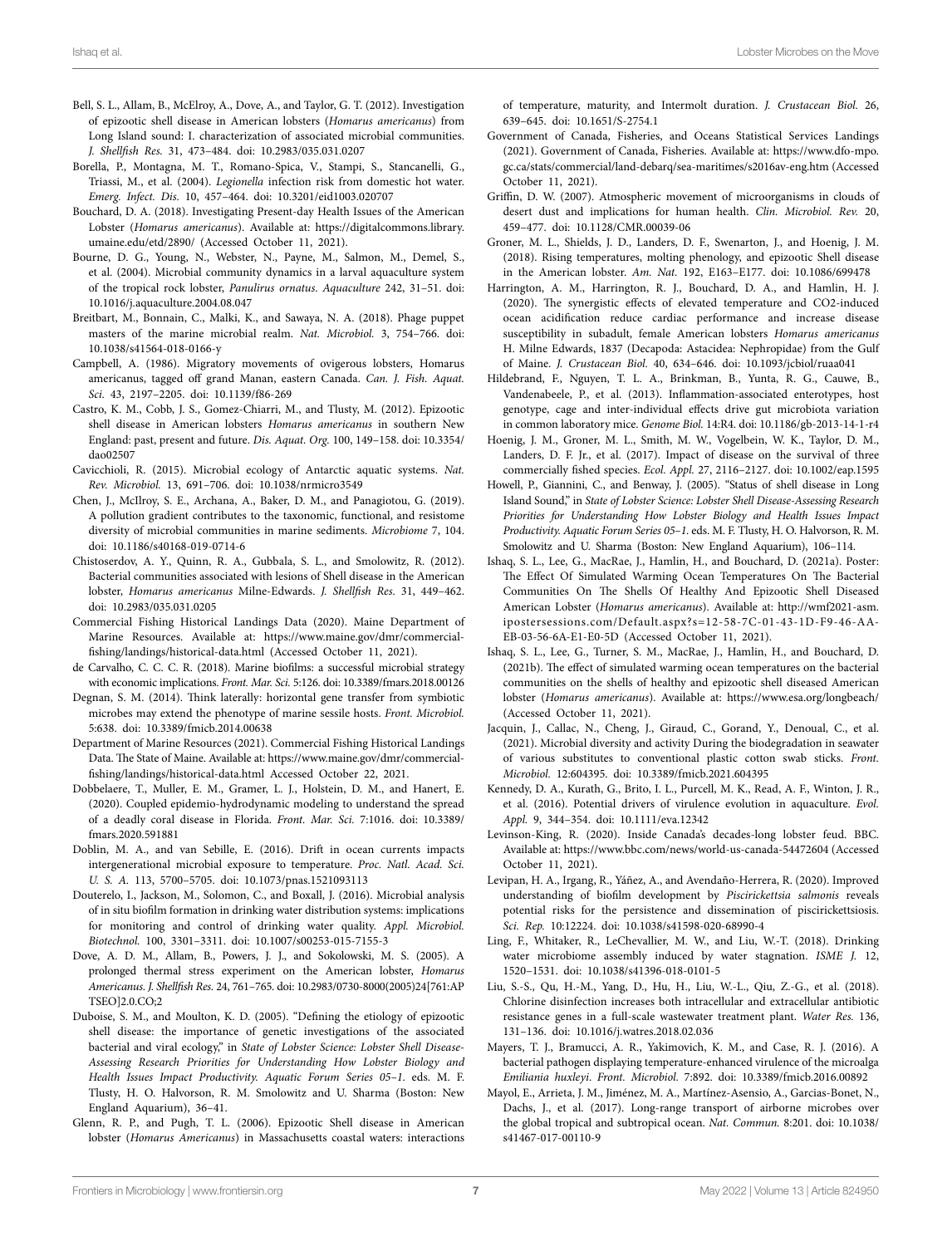Bell, S. L., Allam, B., McElroy, A., Dove, A., and Taylor, G. T. (2012). Investigation of epizootic shell disease in American lobsters (*Homarus americanus*) from Long Island sound: I. characterization of associated microbial communities. *J. Shellfish Res.* 31, 473–484. doi: 10.2983/035.031.0207

Borella, P., Montagna, M. T., Romano-Spica, V., Stampi, S., Stancanelli, G., Triassi, M., et al. (2004). *Legionella* infection risk from domestic hot water. *Emerg. Infect. Dis.* 10, 457–464. doi: 10.3201/eid1003.020707

Bouchard, D. A. (2018). Investigating Present-day Health Issues of the American Lobster (*Homarus americanus*). Available at: https://digitalcommons.library.umaine.edu/etd/2890/ (Accessed October 11, 2021).

Bourne, D. G., Young, N., Webster, N., Payne, M., Salmon, M., Demel, S., et al. (2004). Microbial community dynamics in a larval aquaculture system of the tropical rock lobster, *Panulirus ornatus*. *Aquaculture* 242, 31–51. doi: 10.1016/j.aquaculture.2004.08.047

Breitbart, M., Bonnain, C., Malki, K., and Sawaya, N. A. (2018). Phage puppet masters of the marine microbial realm. *Nat. Microbiol.* 3, 754–766. doi: 10.1038/s41564-018-0166-y

Campbell, A. (1986). Migratory movements of ovigerous lobsters, Homarus americanus, tagged off grand Manan, eastern Canada. *Can. J. Fish. Aquat. Sci.* 43, 2197–2205. doi: 10.1139/f86-269

Castro, K. M., Cobb, J. S., Gomez-Chiarri, M., and Tlusty, M. (2012). Epizootic shell disease in American lobsters *Homarus americanus* in southern New England: past, present and future. *Dis. Aquat. Org.* 100, 149–158. doi: 10.3354/dao02507

Cavicchioli, R. (2015). Microbial ecology of Antarctic aquatic systems. *Nat. Rev. Microbiol.* 13, 691–706. doi: 10.1038/nrmicro3549

Chen, J., McIlroy, S. E., Archana, A., Baker, D. M., and Panagiotou, G. (2019). A pollution gradient contributes to the taxonomic, functional, and resistome diversity of microbial communities in marine sediments. *Microbiome* 7, 104. doi: 10.1186/s40168-019-0714-6

Chistoserdov, A. Y., Quinn, R. A., Gubbala, S. L., and Smolowitz, R. (2012). Bacterial communities associated with lesions of Shell disease in the American lobster, *Homarus americanus* Milne-Edwards. *J. Shellfish Res.* 31, 449–462. doi: 10.2983/035.031.0205

Commercial Fishing Historical Landings Data (2020). Maine Department of Marine Resources. Available at: https://www.maine.gov/dmr/commercial-fishing/landings/historical-data.html (Accessed October 11, 2021).

de Carvalho, C. C. C. R. (2018). Marine biofilms: a successful microbial strategy with economic implications. *Front. Mar. Sci.* 5:126. doi: 10.3389/fmars.2018.00126

Degnan, S. M. (2014). Think laterally: horizontal gene transfer from symbiotic microbes may extend the phenotype of marine sessile hosts. *Front. Microbiol.* 5:638. doi: 10.3389/fmicb.2014.00638

Department of Marine Resources (2021). Commercial Fishing Historical Landings Data. The State of Maine. Available at: https://www.maine.gov/dmr/commercial-fishing/landings/historical-data.html Accessed October 22, 2021.

Dobbelaere, T., Muller, E. M., Gramer, L. J., Holstein, D. M., and Hanert, E. (2020). Coupled epidemio-hydrodynamic modeling to understand the spread of a deadly coral disease in Florida. *Front. Mar. Sci.* 7:1016. doi: 10.3389/fmars.2020.591881

Doblin, M. A., and van Sebille, E. (2016). Drift in ocean currents impacts intergenerational microbial exposure to temperature. *Proc. Natl. Acad. Sci. U. S. A.* 113, 5700–5705. doi: 10.1073/pnas.1521093113

Douterelo, I., Jackson, M., Solomon, C., and Boxall, J. (2016). Microbial analysis of in situ biofilm formation in drinking water distribution systems: implications for monitoring and control of drinking water quality. *Appl. Microbiol. Biotechnol.* 100, 3301–3311. doi: 10.1007/s00253-015-7155-3

Dove, A. D. M., Allam, B., Powers, J. J., and Sokolowski, M. S. (2005). A prolonged thermal stress experiment on the American lobster, *Homarus Americanus. J. Shellfish Res.* 24, 761–765. doi: 10.2983/0730-8000(2005)24[761:APTSEO]2.0.CO;2

Duboise, S. M., and Moulton, K. D. (2005). "Defining the etiology of epizootic shell disease: the importance of genetic investigations of the associated bacterial and viral ecology," in *State of Lobster Science: Lobster Shell Disease-Assessing Research Priorities for Understanding How Lobster Biology and Health Issues Impact Productivity. Aquatic Forum Series 05–1*. eds. M. F. Tlusty, H. O. Halvorson, R. M. Smolowitz and U. Sharma (Boston: New England Aquarium), 36–41.

Glenn, R. P., and Pugh, T. L. (2006). Epizootic Shell disease in American lobster (*Homarus Americanus*) in Massachusetts coastal waters: interactions of temperature, maturity, and Intermolt duration. *J. Crustacean Biol.* 26, 639–645. doi: 10.1651/S-2754.1

Government of Canada, Fisheries, and Oceans Statistical Services Landings (2021). Government of Canada, Fisheries. Available at: https://www.dfo-mpo.gc.ca/stats/commercial/land-debarq/sea-maritimes/s2016av-eng.htm (Accessed October 11, 2021).

Griffin, D. W. (2007). Atmospheric movement of microorganisms in clouds of desert dust and implications for human health. *Clin. Microbiol. Rev.* 20, 459–477. doi: 10.1128/CMR.00039-06

Groner, M. L., Shields, J. D., Landers, D. F., Swenarton, J., and Hoenig, J. M. (2018). Rising temperatures, molting phenology, and epizootic Shell disease in the American lobster. *Am. Nat.* 192, E163–E177. doi: 10.1086/699478

Harrington, A. M., Harrington, R. J., Bouchard, D. A., and Hamlin, H. J. (2020). The synergistic effects of elevated temperature and CO2-induced ocean acidification reduce cardiac performance and increase disease susceptibility in subadult, female American lobsters *Homarus americanus* H. Milne Edwards, 1837 (Decapoda: Astacidea: Nephropidae) from the Gulf of Maine. *J. Crustacean Biol.* 40, 634–646. doi: 10.1093/jcbiol/ruaa041

Hildebrand, F., Nguyen, T. L. A., Brinkman, B., Yunta, R. G., Cauwe, B., Vandenabeele, P., et al. (2013). Inflammation-associated enterotypes, host genotype, cage and inter-individual effects drive gut microbiota variation in common laboratory mice. *Genome Biol.* 14:R4. doi: 10.1186/gb-2013-14-1-r4

Hoenig, J. M., Groner, M. L., Smith, M. W., Vogelbein, W. K., Taylor, D. M., Landers, D. F. Jr., et al. (2017). Impact of disease on the survival of three commercially fished species. *Ecol. Appl.* 27, 2116–2127. doi: 10.1002/eap.1595

Howell, P., Giannini, C., and Benway, J. (2005). "Status of shell disease in Long Island Sound," in *State of Lobster Science: Lobster Shell Disease-Assessing Research Priorities for Understanding How Lobster Biology and Health Issues Impact Productivity. Aquatic Forum Series 05–1*. eds. M. F. Tlusty, H. O. Halvorson, R. M. Smolowitz and U. Sharma (Boston: New England Aquarium), 106–114.

Ishaq, S. L., Lee, G., MacRae, J., Hamlin, H., and Bouchard, D. (2021a). Poster: The Effect Of Simulated Warming Ocean Temperatures On The Bacterial Communities On The Shells Of Healthy And Epizootic Shell Diseased American Lobster (*Homarus americanus*). Available at: http://wmf2021-asm.ipostersessions.com/Default.aspx?s=12-58-7C-01-43-1D-F9-46-AA-EB-03-56-6A-E1-E0-5D (Accessed October 11, 2021).

Ishaq, S. L., Lee, G., Turner, S. M., MacRae, J., Hamlin, H., and Bouchard, D. (2021b). The effect of simulated warming ocean temperatures on the bacterial communities on the shells of healthy and epizootic shell diseased American lobster (*Homarus americanus*). Available at: https://www.esa.org/longbeach/ (Accessed October 11, 2021).

Jacquin, J., Callac, N., Cheng, J., Giraud, C., Gorand, Y., Denoual, C., et al. (2021). Microbial diversity and activity During the biodegradation in seawater of various substitutes to conventional plastic cotton swab sticks. *Front. Microbiol.* 12:604395. doi: 10.3389/fmicb.2021.604395

Kennedy, D. A., Kurath, G., Brito, I. L., Purcell, M. K., Read, A. F., Winton, J. R., et al. (2016). Potential drivers of virulence evolution in aquaculture. *Evol. Appl.* 9, 344–354. doi: 10.1111/eva.12342

Levinson-King, R. (2020). Inside Canada's decades-long lobster feud. BBC. Available at: https://www.bbc.com/news/world-us-canada-54472604 (Accessed October 11, 2021).

Levipan, H. A., Irgang, R., Yáñez, A., and Avendaño-Herrera, R. (2020). Improved understanding of biofilm development by *Piscirickettsia salmonis* reveals potential risks for the persistence and dissemination of piscirickettsiosis. *Sci. Rep.* 10:12224. doi: 10.1038/s41598-020-68990-4

Ling, F., Whitaker, R., LeChevallier, M. W., and Liu, W.-T. (2018). Drinking water microbiome assembly induced by water stagnation. *ISME J.* 12, 1520–1531. doi: 10.1038/s41396-018-0101-5

Liu, S.-S., Qu, H.-M., Yang, D., Hu, H., Liu, W.-L., Qiu, Z.-G., et al. (2018). Chlorine disinfection increases both intracellular and extracellular antibiotic resistance genes in a full-scale wastewater treatment plant. *Water Res.* 136, 131–136. doi: 10.1016/j.watres.2018.02.036

Mayers, T. J., Bramucci, A. R., Yakimovich, K. M., and Case, R. J. (2016). A bacterial pathogen displaying temperature-enhanced virulence of the microalga *Emiliania huxleyi*. *Front. Microbiol.* 7:892. doi: 10.3389/fmicb.2016.00892

Mayol, E., Arrieta, J. M., Jiménez, M. A., Martínez-Asensio, A., Garcias-Bonet, N., Dachs, J., et al. (2017). Long-range transport of airborne microbes over the global tropical and subtropical ocean. *Nat. Commun.* 8:201. doi: 10.1038/s41467-017-00110-9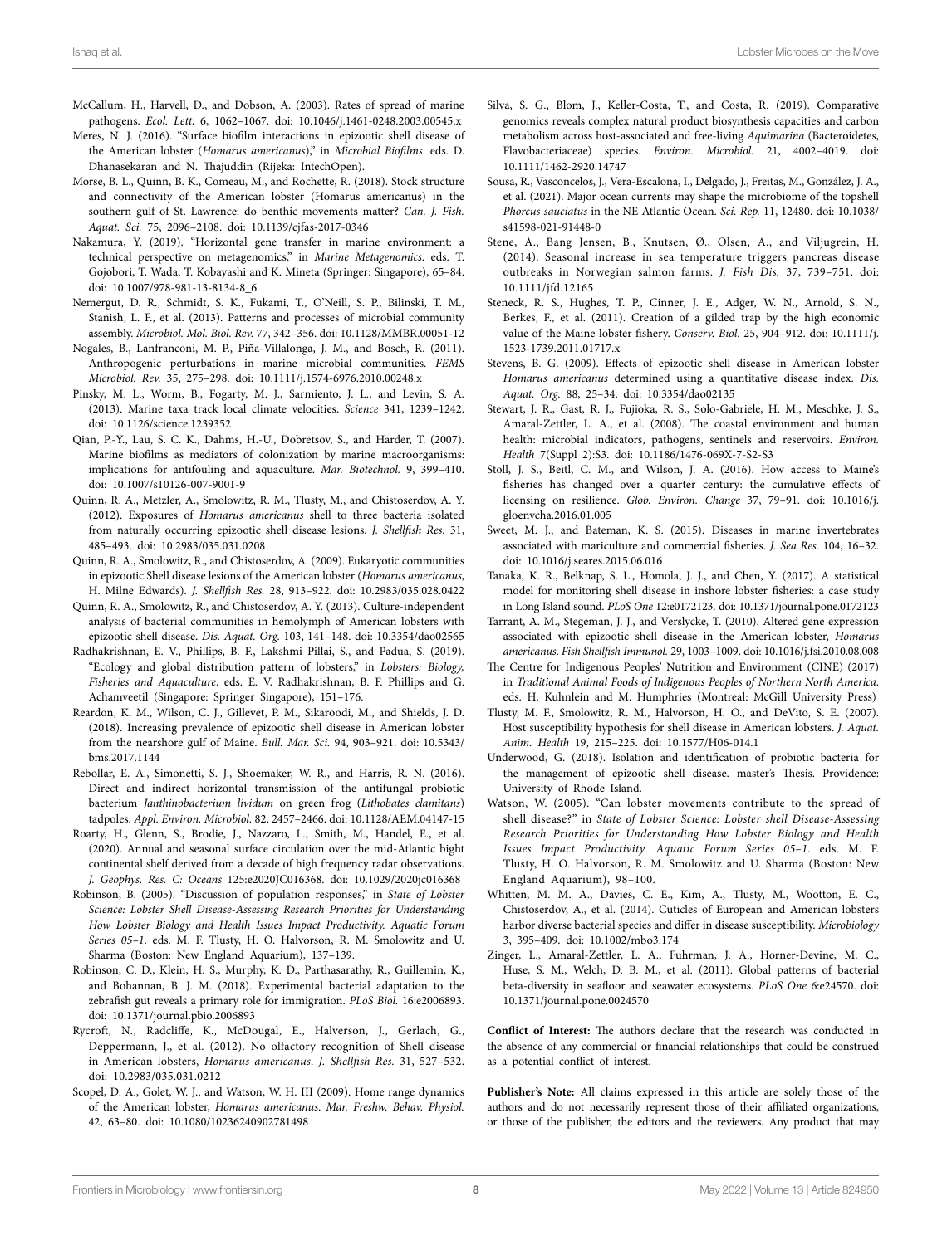McCallum, H., Harvell, D., and Dobson, A. (2003). Rates of spread of marine pathogens. *Ecol. Lett.* 6, 1062–1067. doi: 10.1046/j.1461-0248.2003.00545.x

Meres, N. J. (2016). "Surface biofilm interactions in epizootic shell disease of the American lobster (*Homarus americanus*)," in *Microbial Biofilms*. eds. D. Dhanasekaran and N. Thajuddin (Rijeka: IntechOpen).

Morse, B. L., Quinn, B. K., Comeau, M., and Rochette, R. (2018). Stock structure and connectivity of the American lobster (Homarus americanus) in the southern gulf of St. Lawrence: do benthic movements matter? *Can. J. Fish. Aquat. Sci.* 75, 2096–2108. doi: 10.1139/cjfas-2017-0346

Nakamura, Y. (2019). "Horizontal gene transfer in marine environment: a technical perspective on metagenomics," in *Marine Metagenomics*. eds. T. Gojobori, T. Wada, T. Kobayashi and K. Mineta (Springer: Singapore), 65–84. doi: 10.1007/978-981-13-8134-8_6

Nemergut, D. R., Schmidt, S. K., Fukami, T., O'Neill, S. P., Bilinski, T. M., Stanish, L. F., et al. (2013). Patterns and processes of microbial community assembly. *Microbiol. Mol. Biol. Rev.* 77, 342–356. doi: 10.1128/MMBR.00051-12

Nogales, B., Lanfranconi, M. P., Piña-Villalonga, J. M., and Bosch, R. (2011). Anthropogenic perturbations in marine microbial communities. *FEMS Microbiol. Rev.* 35, 275–298. doi: 10.1111/j.1574-6976.2010.00248.x

Pinsky, M. L., Worm, B., Fogarty, M. J., Sarmiento, J. L., and Levin, S. A. (2013). Marine taxa track local climate velocities. *Science* 341, 1239–1242. doi: 10.1126/science.1239352

Qian, P.-Y., Lau, S. C. K., Dahms, H.-U., Dobretsov, S., and Harder, T. (2007). Marine biofilms as mediators of colonization by marine macroorganisms: implications for antifouling and aquaculture. *Mar. Biotechnol.* 9, 399–410. doi: 10.1007/s10126-007-9001-9

Quinn, R. A., Metzler, A., Smolowitz, R. M., Tlusty, M., and Chistoserdov, A. Y. (2012). Exposures of *Homarus americanus* shell to three bacteria isolated from naturally occurring epizootic shell disease lesions. *J. Shellfish Res.* 31, 485–493. doi: 10.2983/035.031.0208

Quinn, R. A., Smolowitz, R., and Chistoserdov, A. (2009). Eukaryotic communities in epizootic Shell disease lesions of the American lobster (*Homarus americanus*, H. Milne Edwards). *J. Shellfish Res.* 28, 913–922. doi: 10.2983/035.028.0422

Quinn, R. A., Smolowitz, R., and Chistoserdov, A. Y. (2013). Culture-independent analysis of bacterial communities in hemolymph of American lobsters with epizootic shell disease. *Dis. Aquat. Org.* 103, 141–148. doi: 10.3354/dao02565

Radhakrishnan, E. V., Phillips, B. F., Lakshmi Pillai, S., and Padua, S. (2019). "Ecology and global distribution pattern of lobsters," in *Lobsters: Biology, Fisheries and Aquaculture*. eds. E. V. Radhakrishnan, B. F. Phillips and G. Achamveetil (Singapore: Springer Singapore), 151–176.

Reardon, K. M., Wilson, C. J., Gillevet, P. M., Sikaroodi, M., and Shields, J. D. (2018). Increasing prevalence of epizootic shell disease in American lobster from the nearshore gulf of Maine. *Bull. Mar. Sci.* 94, 903–921. doi: 10.5343/bms.2017.1144

Rebollar, E. A., Simonetti, S. J., Shoemaker, W. R., and Harris, R. N. (2016). Direct and indirect horizontal transmission of the antifungal probiotic bacterium *Janthinobacterium lividum* on green frog (*Lithobates clamitans*) tadpoles. *Appl. Environ. Microbiol.* 82, 2457–2466. doi: 10.1128/AEM.04147-15

Roarty, H., Glenn, S., Brodie, J., Nazzaro, L., Smith, M., Handel, E., et al. (2020). Annual and seasonal surface circulation over the mid-Atlantic bight continental shelf derived from a decade of high frequency radar observations. *J. Geophys. Res. C: Oceans* 125:e2020JC016368. doi: 10.1029/2020jc016368

Robinson, B. (2005). "Discussion of population responses," in *State of Lobster Science: Lobster Shell Disease-Assessing Research Priorities for Understanding How Lobster Biology and Health Issues Impact Productivity. Aquatic Forum Series 05–1*. eds. M. F. Tlusty, H. O. Halvorson, R. M. Smolowitz and U. Sharma (Boston: New England Aquarium), 137–139.

Robinson, C. D., Klein, H. S., Murphy, K. D., Parthasarathy, R., Guillemin, K., and Bohannan, B. J. M. (2018). Experimental bacterial adaptation to the zebrafish gut reveals a primary role for immigration. *PLoS Biol.* 16:e2006893. doi: 10.1371/journal.pbio.2006893

Rycroft, N., Radcliffe, K., McDougal, E., Halverson, J., Gerlach, G., Deppermann, J., et al. (2012). No olfactory recognition of Shell disease in American lobsters, *Homarus americanus*. *J. Shellfish Res.* 31, 527–532. doi: 10.2983/035.031.0212

Scopel, D. A., Golet, W. J., and Watson, W. H. III (2009). Home range dynamics of the American lobster, *Homarus americanus*. *Mar. Freshw. Behav. Physiol.* 42, 63–80. doi: 10.1080/10236240902781498

Silva, S. G., Blom, J., Keller-Costa, T., and Costa, R. (2019). Comparative genomics reveals complex natural product biosynthesis capacities and carbon metabolism across host-associated and free-living *Aquimarina* (Bacteroidetes, Flavobacteriaceae) species. *Environ. Microbiol.* 21, 4002–4019. doi: 10.1111/1462-2920.14747

Sousa, R., Vasconcelos, J., Vera-Escalona, I., Delgado, J., Freitas, M., González, J. A., et al. (2021). Major ocean currents may shape the microbiome of the topshell *Phorcus sauciatus* in the NE Atlantic Ocean. *Sci. Rep.* 11, 12480. doi: 10.1038/s41598-021-91448-0

Stene, A., Bang Jensen, B., Knutsen, Ø., Olsen, A., and Viljugrein, H. (2014). Seasonal increase in sea temperature triggers pancreas disease outbreaks in Norwegian salmon farms. *J. Fish Dis.* 37, 739–751. doi: 10.1111/jfd.12165

Steneck, R. S., Hughes, T. P., Cinner, J. E., Adger, W. N., Arnold, S. N., Berkes, F., et al. (2011). Creation of a gilded trap by the high economic value of the Maine lobster fishery. *Conserv. Biol.* 25, 904–912. doi: 10.1111/j.1523-1739.2011.01717.x

Stevens, B. G. (2009). Effects of epizootic shell disease in American lobster *Homarus americanus* determined using a quantitative disease index. *Dis. Aquat. Org.* 88, 25–34. doi: 10.3354/dao02135

Stewart, J. R., Gast, R. J., Fujioka, R. S., Solo-Gabriele, H. M., Meschke, J. S., Amaral-Zettler, L. A., et al. (2008). The coastal environment and human health: microbial indicators, pathogens, sentinels and reservoirs. *Environ. Health* 7(Suppl 2):S3. doi: 10.1186/1476-069X-7-S2-S3

Stoll, J. S., Beitl, C. M., and Wilson, J. A. (2016). How access to Maine's fisheries has changed over a quarter century: the cumulative effects of licensing on resilience. *Glob. Environ. Change* 37, 79–91. doi: 10.1016/j.gloenvcha.2016.01.005

Sweet, M. J., and Bateman, K. S. (2015). Diseases in marine invertebrates associated with mariculture and commercial fisheries. *J. Sea Res.* 104, 16–32. doi: 10.1016/j.seares.2015.06.016

Tanaka, K. R., Belknap, S. L., Homola, J. J., and Chen, Y. (2017). A statistical model for monitoring shell disease in inshore lobster fisheries: a case study in Long Island sound. *PLoS One* 12:e0172123. doi: 10.1371/journal.pone.0172123

Tarrant, A. M., Stegeman, J. J., and Verslycke, T. (2010). Altered gene expression associated with epizootic shell disease in the American lobster, *Homarus americanus*. *Fish Shellfish Immunol.* 29, 1003–1009. doi: 10.1016/j.fsi.2010.08.008

The Centre for Indigenous Peoples' Nutrition and Environment (CINE) (2017) in *Traditional Animal Foods of Indigenous Peoples of Northern North America*. eds. H. Kuhnlein and M. Humphries (Montreal: McGill University Press)

Tlusty, M. F., Smolowitz, R. M., Halvorson, H. O., and DeVito, S. E. (2007). Host susceptibility hypothesis for shell disease in American lobsters. *J. Aquat. Anim. Health* 19, 215–225. doi: 10.1577/H06-014.1

Underwood, G. (2018). Isolation and identification of probiotic bacteria for the management of epizootic shell disease. master's Thesis. Providence: University of Rhode Island.

Watson, W. (2005). "Can lobster movements contribute to the spread of shell disease?" in *State of Lobster Science: Lobster shell Disease-Assessing Research Priorities for Understanding How Lobster Biology and Health Issues Impact Productivity. Aquatic Forum Series 05–1*. eds. M. F. Tlusty, H. O. Halvorson, R. M. Smolowitz and U. Sharma (Boston: New England Aquarium), 98–100.

Whitten, M. M. A., Davies, C. E., Kim, A., Tlusty, M., Wootton, E. C., Chistoserdov, A., et al. (2014). Cuticles of European and American lobsters harbor diverse bacterial species and differ in disease susceptibility. *Microbiology* 3, 395–409. doi: 10.1002/mbo3.174

Zinger, L., Amaral-Zettler, L. A., Fuhrman, J. A., Horner-Devine, M. C., Huse, S. M., Welch, D. B. M., et al. (2011). Global patterns of bacterial beta-diversity in seafloor and seawater ecosystems. *PLoS One* 6:e24570. doi: 10.1371/journal.pone.0024570

**Conflict of Interest:** The authors declare that the research was conducted in the absence of any commercial or financial relationships that could be construed as a potential conflict of interest.

**Publisher's Note:** All claims expressed in this article are solely those of the authors and do not necessarily represent those of their affiliated organizations, or those of the publisher, the editors and the reviewers. Any product that may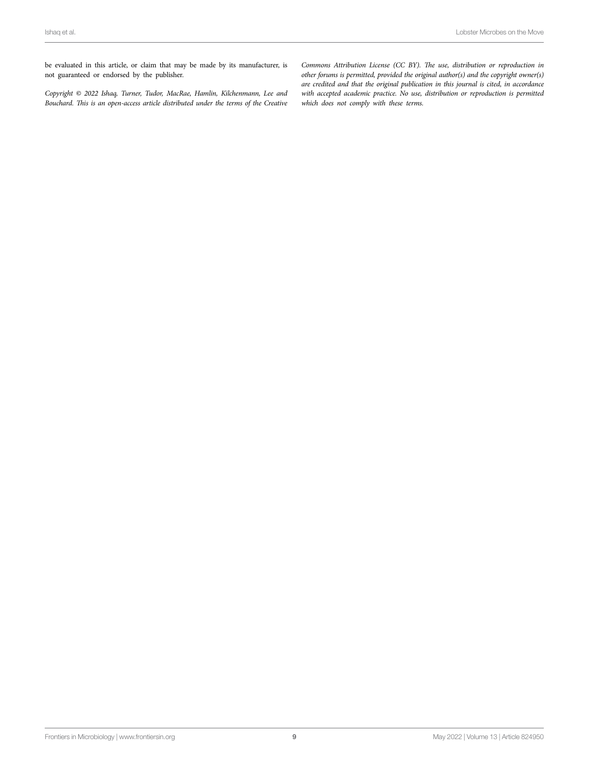be evaluated in this article, or claim that may be made by its manufacturer, is not guaranteed or endorsed by the publisher.

*Copyright © 2022 Ishaq, Turner, Tudor, MacRae, Hamlin, Kilchenmann, Lee and Bouchard. This is an open-access article distributed under the terms of the Creative Commons Attribution License (CC BY). The use, distribution or reproduction in other forums is permitted, provided the original author(s) and the copyright owner(s) are credited and that the original publication in this journal is cited, in accordance with accepted academic practice. No use, distribution or reproduction is permitted which does not comply with these terms.*